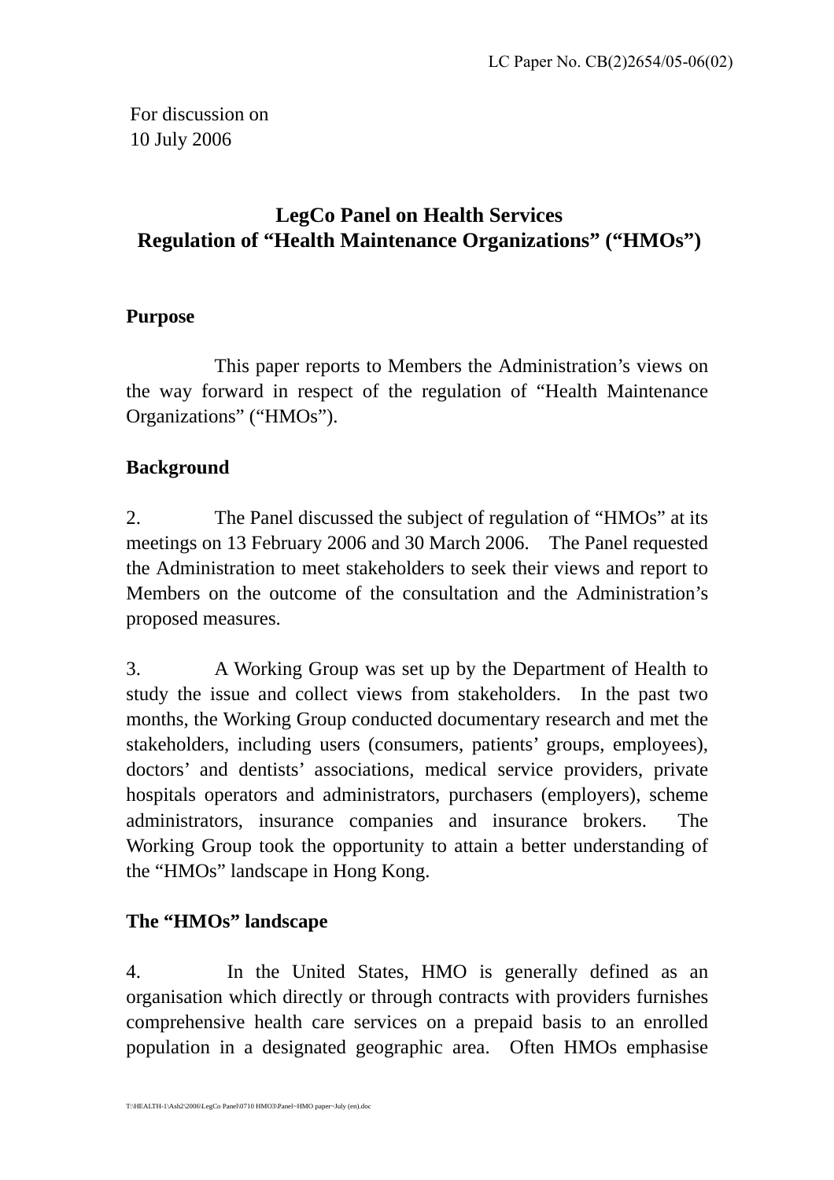LC Paper No. CB(2)2654/05-06(02)

For discussion on
10 July 2006

# LegCo Panel on Health Services
# Regulation of "Health Maintenance Organizations" ("HMOs")

## Purpose

This paper reports to Members the Administration's views on the way forward in respect of the regulation of "Health Maintenance Organizations" ("HMOs").

## Background

2. The Panel discussed the subject of regulation of "HMOs" at its meetings on 13 February 2006 and 30 March 2006. The Panel requested the Administration to meet stakeholders to seek their views and report to Members on the outcome of the consultation and the Administration's proposed measures.

3. A Working Group was set up by the Department of Health to study the issue and collect views from stakeholders. In the past two months, the Working Group conducted documentary research and met the stakeholders, including users (consumers, patients' groups, employees), doctors' and dentists' associations, medical service providers, private hospitals operators and administrators, purchasers (employers), scheme administrators, insurance companies and insurance brokers. The Working Group took the opportunity to attain a better understanding of the "HMOs" landscape in Hong Kong.

## The "HMOs" landscape

4. In the United States, HMO is generally defined as an organisation which directly or through contracts with providers furnishes comprehensive health care services on a prepaid basis to an enrolled population in a designated geographic area. Often HMOs emphasise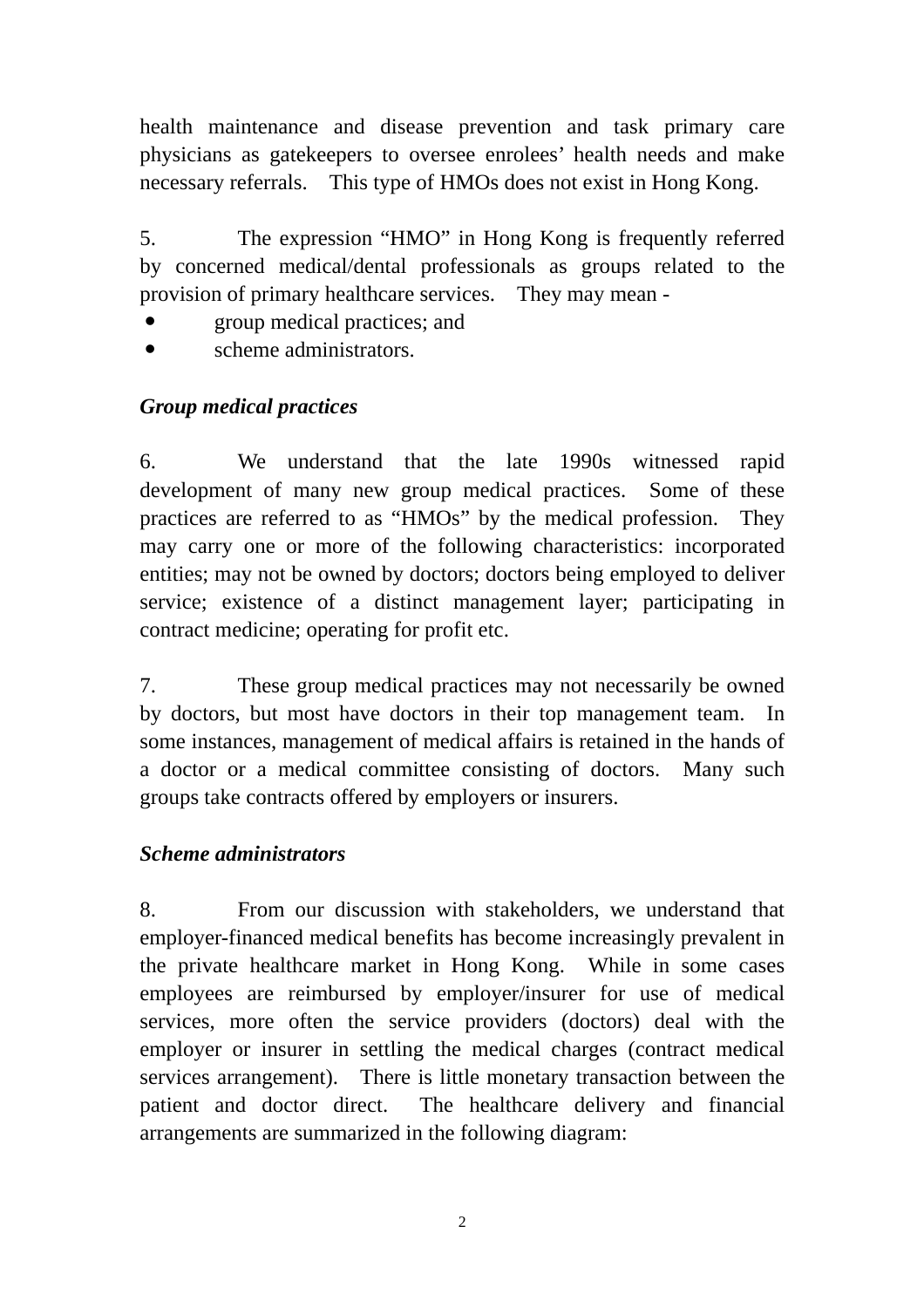health maintenance and disease prevention and task primary care physicians as gatekeepers to oversee enrolees' health needs and make necessary referrals. This type of HMOs does not exist in Hong Kong.

5. The expression "HMO" in Hong Kong is frequently referred by concerned medical/dental professionals as groups related to the provision of primary healthcare services. They may mean -

- group medical practices; and
- scheme administrators.

***Group medical practices***

6. We understand that the late 1990s witnessed rapid development of many new group medical practices. Some of these practices are referred to as "HMOs" by the medical profession. They may carry one or more of the following characteristics: incorporated entities; may not be owned by doctors; doctors being employed to deliver service; existence of a distinct management layer; participating in contract medicine; operating for profit etc.

7. These group medical practices may not necessarily be owned by doctors, but most have doctors in their top management team. In some instances, management of medical affairs is retained in the hands of a doctor or a medical committee consisting of doctors. Many such groups take contracts offered by employers or insurers.

***Scheme administrators***

8. From our discussion with stakeholders, we understand that employer-financed medical benefits has become increasingly prevalent in the private healthcare market in Hong Kong. While in some cases employees are reimbursed by employer/insurer for use of medical services, more often the service providers (doctors) deal with the employer or insurer in settling the medical charges (contract medical services arrangement). There is little monetary transaction between the patient and doctor direct. The healthcare delivery and financial arrangements are summarized in the following diagram: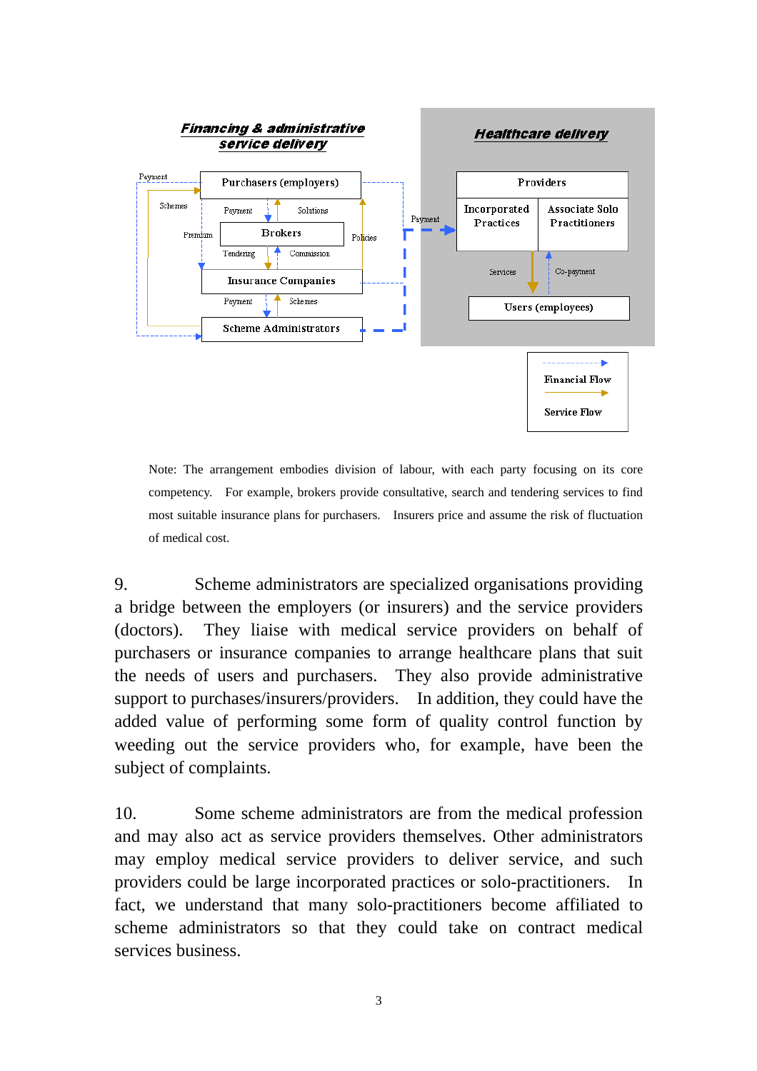*Financing & administrative service delivery*

*Healthcare delivery*

Purchasers (employers)

Brokers

Insurance Companies

Scheme Administrators

Payment

Schemes

Premium

Payment

Solutions

Tendering

Commission

Policies

Payment

Schemes

Payment

Providers

Incorporated Practices

Associate Solo Practitioners

Services

Co-payment

Users (employees)

Financial Flow

Service Flow

Note: The arrangement embodies division of labour, with each party focusing on its core competency. For example, brokers provide consultative, search and tendering services to find most suitable insurance plans for purchasers. Insurers price and assume the risk of fluctuation of medical cost.

9. Scheme administrators are specialized organisations providing a bridge between the employers (or insurers) and the service providers (doctors). They liaise with medical service providers on behalf of purchasers or insurance companies to arrange healthcare plans that suit the needs of users and purchasers. They also provide administrative support to purchases/insurers/providers. In addition, they could have the added value of performing some form of quality control function by weeding out the service providers who, for example, have been the subject of complaints.

10. Some scheme administrators are from the medical profession and may also act as service providers themselves. Other administrators may employ medical service providers to deliver service, and such providers could be large incorporated practices or solo-practitioners. In fact, we understand that many solo-practitioners become affiliated to scheme administrators so that they could take on contract medical services business.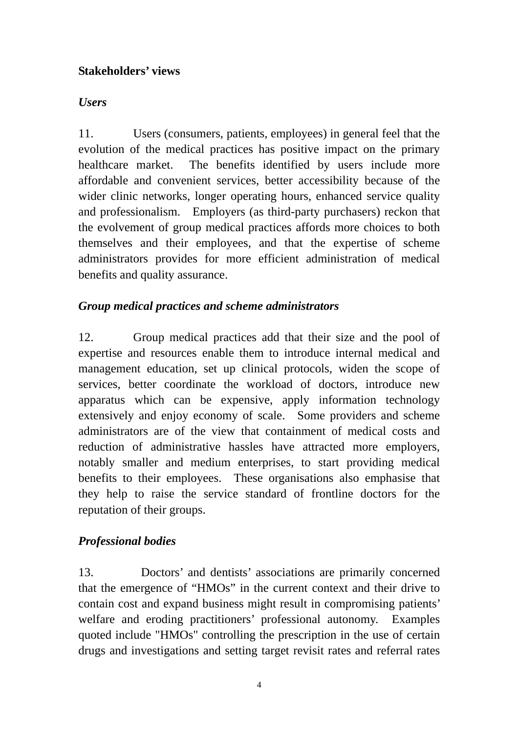**Stakeholders' views**

***Users***

11. Users (consumers, patients, employees) in general feel that the evolution of the medical practices has positive impact on the primary healthcare market. The benefits identified by users include more affordable and convenient services, better accessibility because of the wider clinic networks, longer operating hours, enhanced service quality and professionalism. Employers (as third-party purchasers) reckon that the evolvement of group medical practices affords more choices to both themselves and their employees, and that the expertise of scheme administrators provides for more efficient administration of medical benefits and quality assurance.

***Group medical practices and scheme administrators***

12. Group medical practices add that their size and the pool of expertise and resources enable them to introduce internal medical and management education, set up clinical protocols, widen the scope of services, better coordinate the workload of doctors, introduce new apparatus which can be expensive, apply information technology extensively and enjoy economy of scale. Some providers and scheme administrators are of the view that containment of medical costs and reduction of administrative hassles have attracted more employers, notably smaller and medium enterprises, to start providing medical benefits to their employees. These organisations also emphasise that they help to raise the service standard of frontline doctors for the reputation of their groups.

***Professional bodies***

13. Doctors' and dentists' associations are primarily concerned that the emergence of "HMOs" in the current context and their drive to contain cost and expand business might result in compromising patients' welfare and eroding practitioners' professional autonomy. Examples quoted include "HMOs" controlling the prescription in the use of certain drugs and investigations and setting target revisit rates and referral rates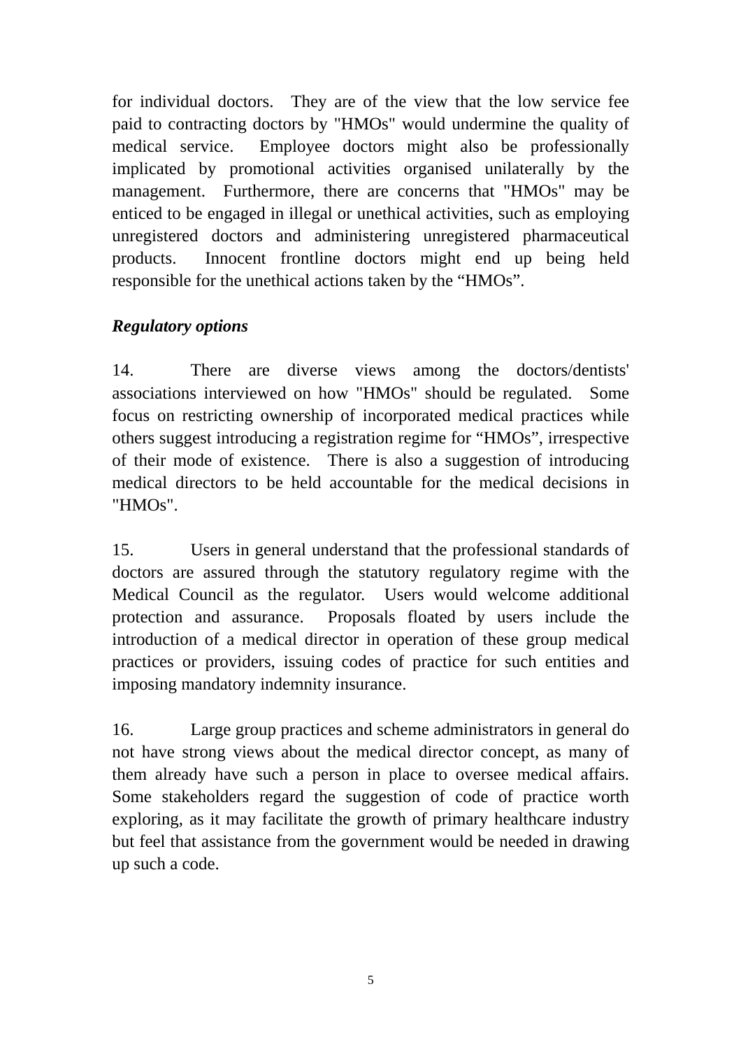for individual doctors. They are of the view that the low service fee paid to contracting doctors by "HMOs" would undermine the quality of medical service. Employee doctors might also be professionally implicated by promotional activities organised unilaterally by the management. Furthermore, there are concerns that "HMOs" may be enticed to be engaged in illegal or unethical activities, such as employing unregistered doctors and administering unregistered pharmaceutical products. Innocent frontline doctors might end up being held responsible for the unethical actions taken by the "HMOs".

***Regulatory options***

14. There are diverse views among the doctors/dentists' associations interviewed on how "HMOs" should be regulated. Some focus on restricting ownership of incorporated medical practices while others suggest introducing a registration regime for "HMOs", irrespective of their mode of existence. There is also a suggestion of introducing medical directors to be held accountable for the medical decisions in "HMOs".

15. Users in general understand that the professional standards of doctors are assured through the statutory regulatory regime with the Medical Council as the regulator. Users would welcome additional protection and assurance. Proposals floated by users include the introduction of a medical director in operation of these group medical practices or providers, issuing codes of practice for such entities and imposing mandatory indemnity insurance.

16. Large group practices and scheme administrators in general do not have strong views about the medical director concept, as many of them already have such a person in place to oversee medical affairs. Some stakeholders regard the suggestion of code of practice worth exploring, as it may facilitate the growth of primary healthcare industry but feel that assistance from the government would be needed in drawing up such a code.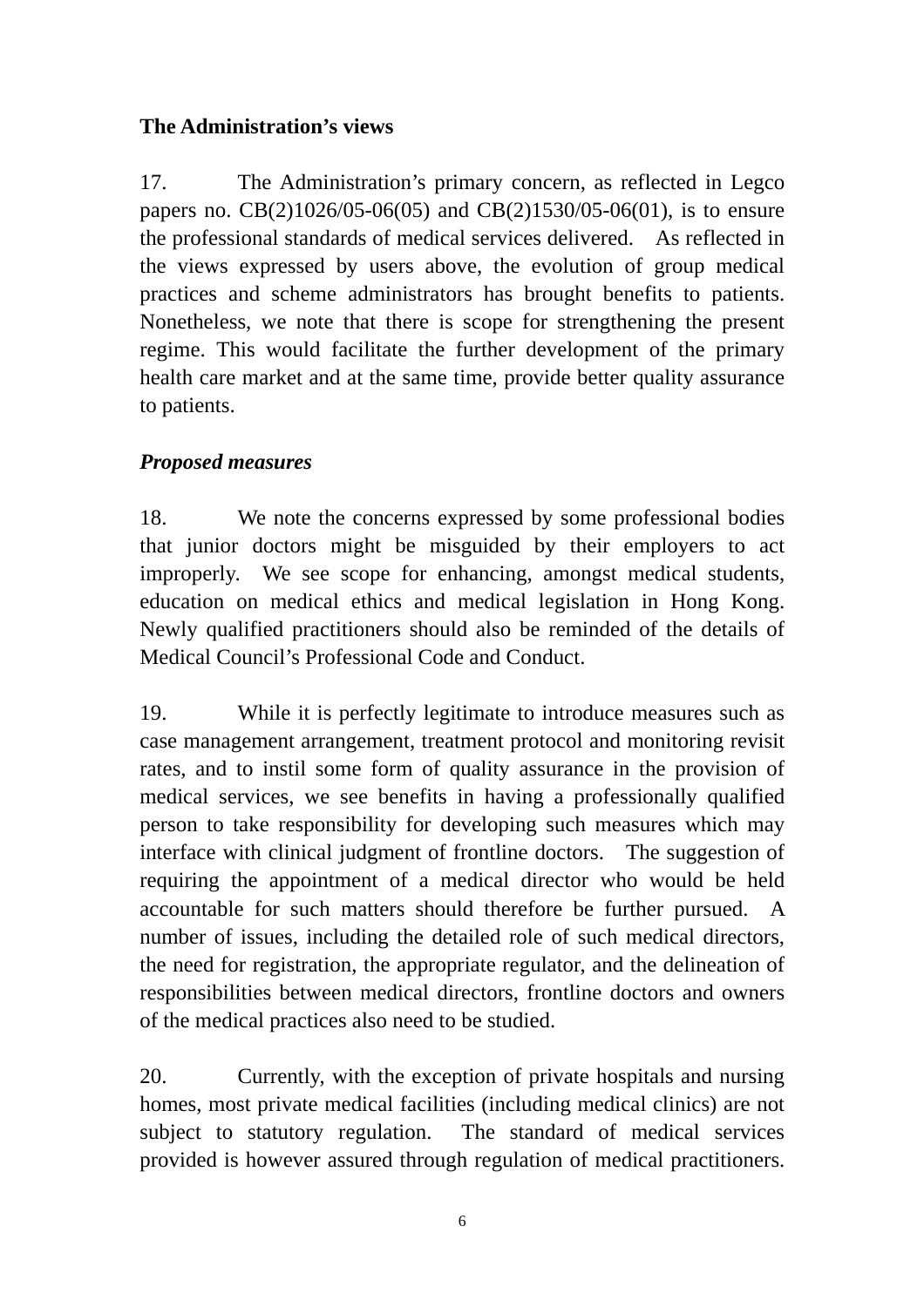**The Administration's views**

17. The Administration's primary concern, as reflected in Legco papers no. CB(2)1026/05-06(05) and CB(2)1530/05-06(01), is to ensure the professional standards of medical services delivered. As reflected in the views expressed by users above, the evolution of group medical practices and scheme administrators has brought benefits to patients. Nonetheless, we note that there is scope for strengthening the present regime. This would facilitate the further development of the primary health care market and at the same time, provide better quality assurance to patients.

***Proposed measures***

18. We note the concerns expressed by some professional bodies that junior doctors might be misguided by their employers to act improperly. We see scope for enhancing, amongst medical students, education on medical ethics and medical legislation in Hong Kong. Newly qualified practitioners should also be reminded of the details of Medical Council's Professional Code and Conduct.

19. While it is perfectly legitimate to introduce measures such as case management arrangement, treatment protocol and monitoring revisit rates, and to instil some form of quality assurance in the provision of medical services, we see benefits in having a professionally qualified person to take responsibility for developing such measures which may interface with clinical judgment of frontline doctors. The suggestion of requiring the appointment of a medical director who would be held accountable for such matters should therefore be further pursued. A number of issues, including the detailed role of such medical directors, the need for registration, the appropriate regulator, and the delineation of responsibilities between medical directors, frontline doctors and owners of the medical practices also need to be studied.

20. Currently, with the exception of private hospitals and nursing homes, most private medical facilities (including medical clinics) are not subject to statutory regulation. The standard of medical services provided is however assured through regulation of medical practitioners.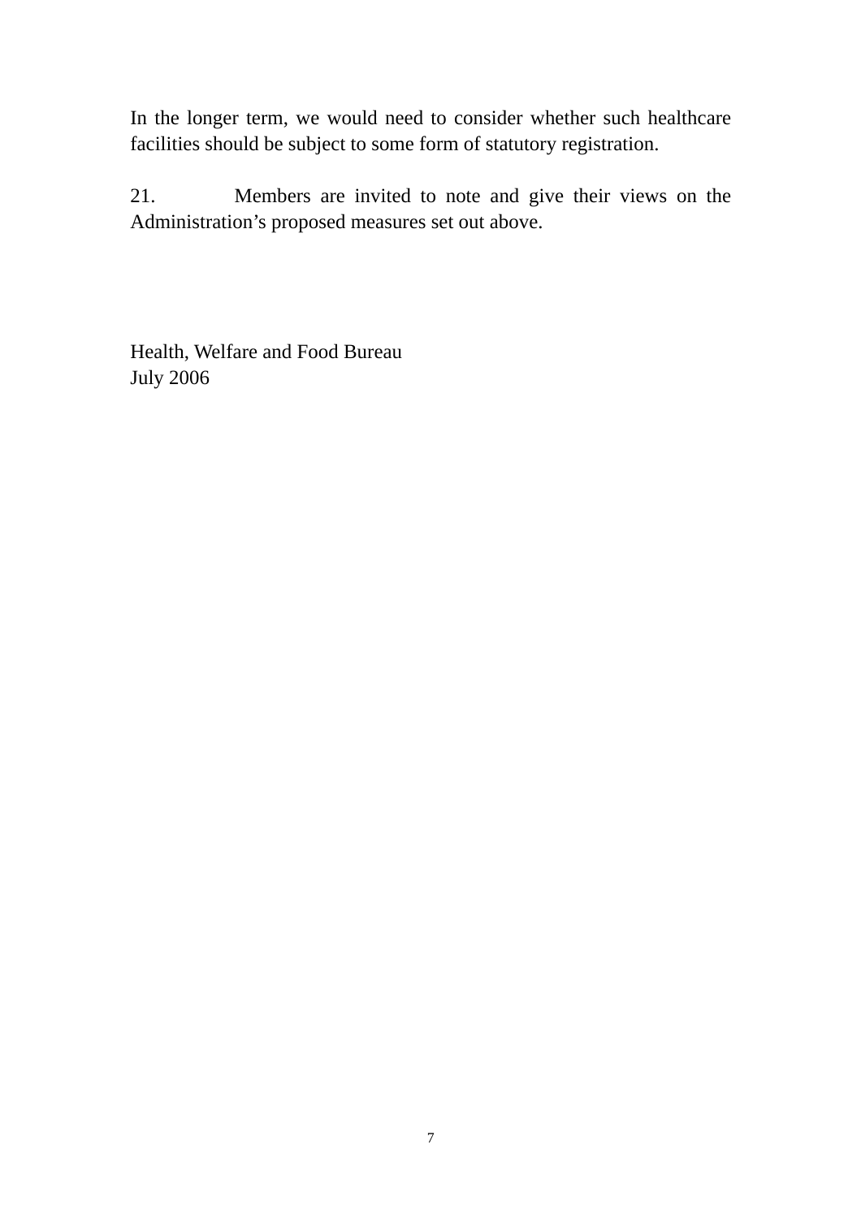In the longer term, we would need to consider whether such healthcare facilities should be subject to some form of statutory registration.

21. Members are invited to note and give their views on the Administration's proposed measures set out above.

Health, Welfare and Food Bureau
July 2006